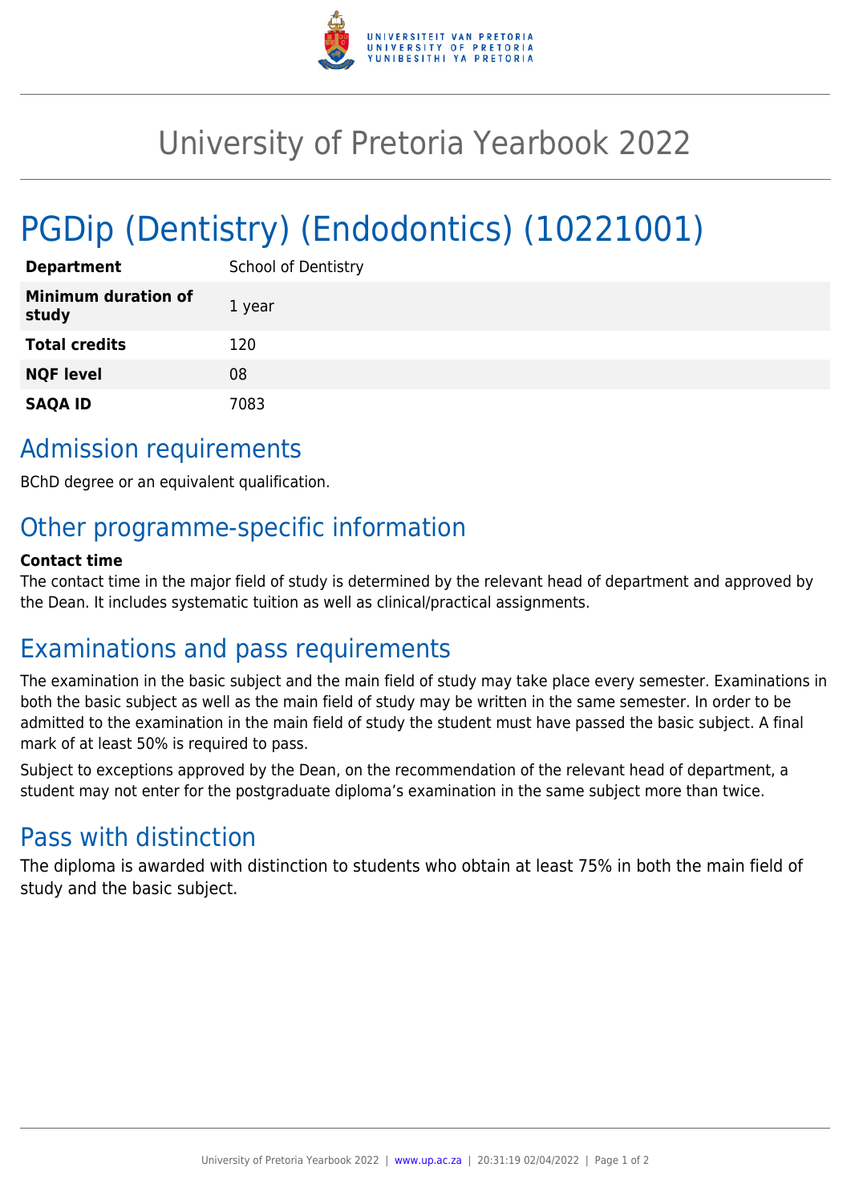# University of Pretoria Yearbook 2022

# PGDip (Dentistry) (Endodontics) (10221001)

| | |
|---|---|
| **Department** | School of Dentistry |
| **Minimum duration of study** | 1 year |
| **Total credits** | 120 |
| **NQF level** | 08 |
| **SAQA ID** | 7083 |

## Admission requirements

BChD degree or an equivalent qualification.

## Other programme-specific information

**Contact time**

The contact time in the major field of study is determined by the relevant head of department and approved by the Dean. It includes systematic tuition as well as clinical/practical assignments.

## Examinations and pass requirements

The examination in the basic subject and the main field of study may take place every semester. Examinations in both the basic subject as well as the main field of study may be written in the same semester. In order to be admitted to the examination in the main field of study the student must have passed the basic subject. A final mark of at least 50% is required to pass.

Subject to exceptions approved by the Dean, on the recommendation of the relevant head of department, a student may not enter for the postgraduate diploma's examination in the same subject more than twice.

## Pass with distinction

The diploma is awarded with distinction to students who obtain at least 75% in both the main field of study and the basic subject.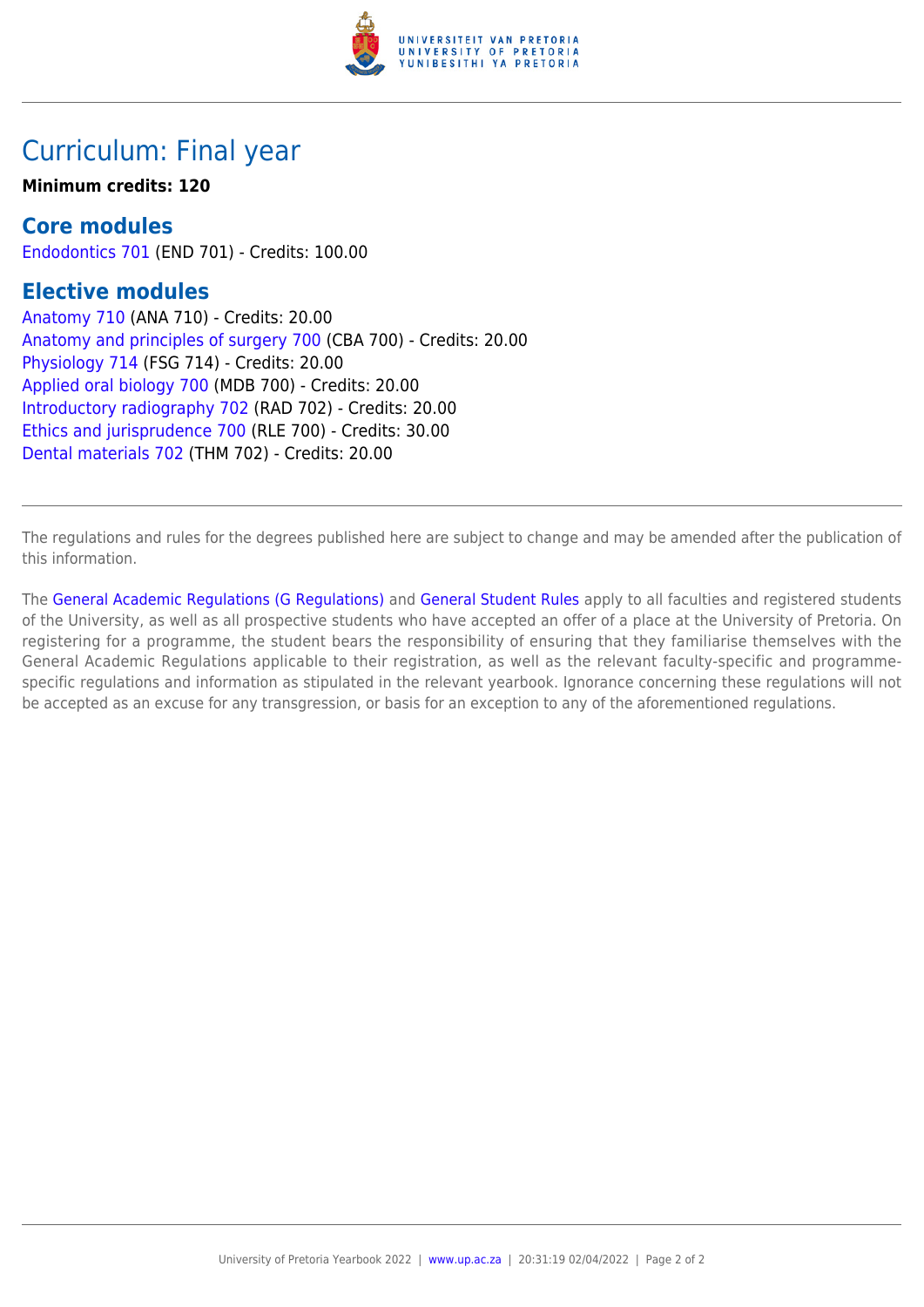# Curriculum: Final year

**Minimum credits: 120**

## Core modules

Endodontics 701 (END 701) - Credits: 100.00

## Elective modules

Anatomy 710 (ANA 710) - Credits: 20.00
Anatomy and principles of surgery 700 (CBA 700) - Credits: 20.00
Physiology 714 (FSG 714) - Credits: 20.00
Applied oral biology 700 (MDB 700) - Credits: 20.00
Introductory radiography 702 (RAD 702) - Credits: 20.00
Ethics and jurisprudence 700 (RLE 700) - Credits: 30.00
Dental materials 702 (THM 702) - Credits: 20.00

---

The regulations and rules for the degrees published here are subject to change and may be amended after the publication of this information.

The General Academic Regulations (G Regulations) and General Student Rules apply to all faculties and registered students of the University, as well as all prospective students who have accepted an offer of a place at the University of Pretoria. On registering for a programme, the student bears the responsibility of ensuring that they familiarise themselves with the General Academic Regulations applicable to their registration, as well as the relevant faculty-specific and programme-specific regulations and information as stipulated in the relevant yearbook. Ignorance concerning these regulations will not be accepted as an excuse for any transgression, or basis for an exception to any of the aforementioned regulations.